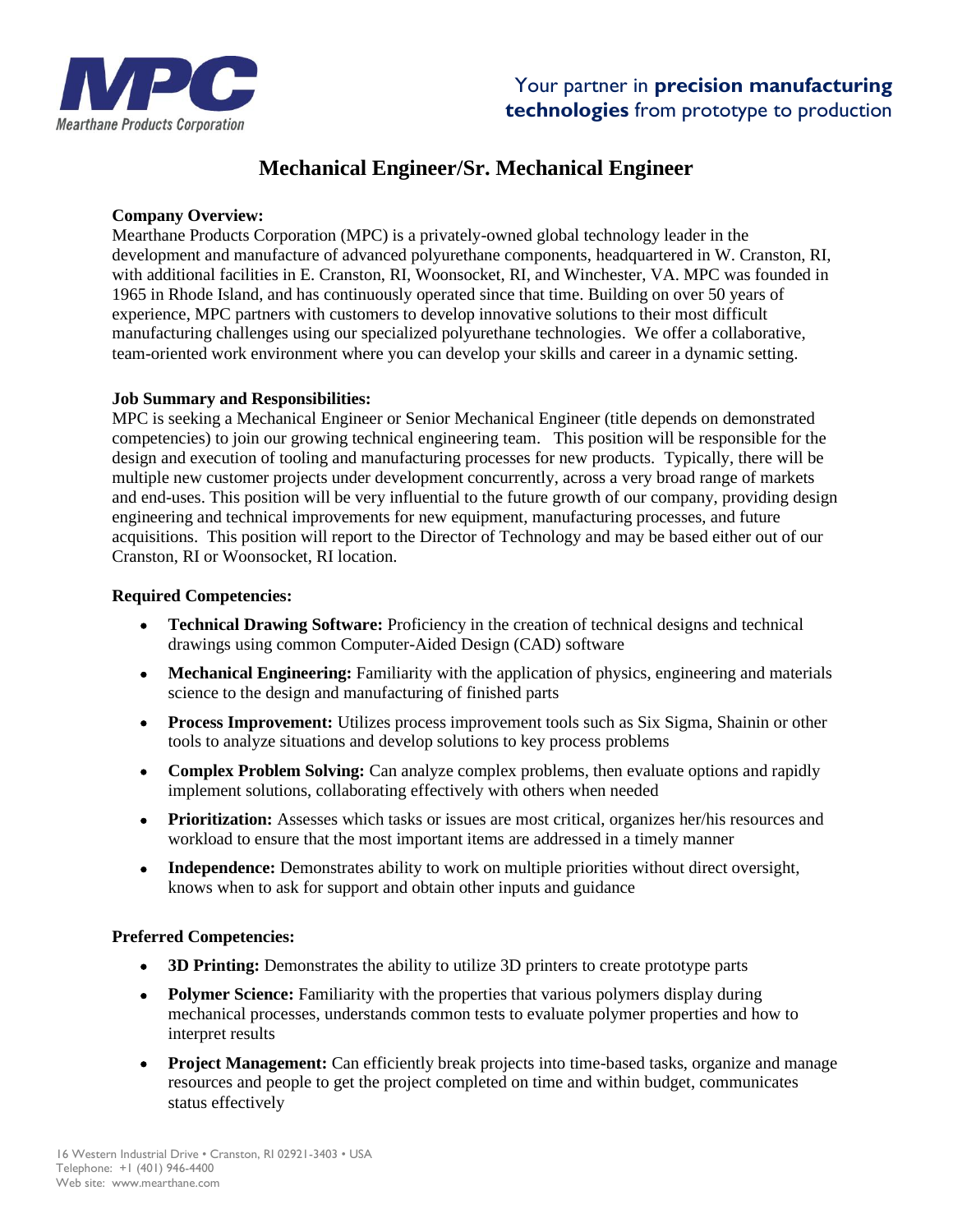**MPC**
*Mearthane Products Corporation*

Your partner in **precision manufacturing technologies** from prototype to production

# Mechanical Engineer/Sr. Mechanical Engineer

**Company Overview:**
Mearthane Products Corporation (MPC) is a privately-owned global technology leader in the development and manufacture of advanced polyurethane components, headquartered in W. Cranston, RI, with additional facilities in E. Cranston, RI, Woonsocket, RI, and Winchester, VA. MPC was founded in 1965 in Rhode Island, and has continuously operated since that time. Building on over 50 years of experience, MPC partners with customers to develop innovative solutions to their most difficult manufacturing challenges using our specialized polyurethane technologies. We offer a collaborative, team-oriented work environment where you can develop your skills and career in a dynamic setting.

**Job Summary and Responsibilities:**
MPC is seeking a Mechanical Engineer or Senior Mechanical Engineer (title depends on demonstrated competencies) to join our growing technical engineering team. This position will be responsible for the design and execution of tooling and manufacturing processes for new products. Typically, there will be multiple new customer projects under development concurrently, across a very broad range of markets and end-uses. This position will be very influential to the future growth of our company, providing design engineering and technical improvements for new equipment, manufacturing processes, and future acquisitions. This position will report to the Director of Technology and may be based either out of our Cranston, RI or Woonsocket, RI location.

**Required Competencies:**

- **Technical Drawing Software:** Proficiency in the creation of technical designs and technical drawings using common Computer-Aided Design (CAD) software
- **Mechanical Engineering:** Familiarity with the application of physics, engineering and materials science to the design and manufacturing of finished parts
- **Process Improvement:** Utilizes process improvement tools such as Six Sigma, Shainin or other tools to analyze situations and develop solutions to key process problems
- **Complex Problem Solving:** Can analyze complex problems, then evaluate options and rapidly implement solutions, collaborating effectively with others when needed
- **Prioritization:** Assesses which tasks or issues are most critical, organizes her/his resources and workload to ensure that the most important items are addressed in a timely manner
- **Independence:** Demonstrates ability to work on multiple priorities without direct oversight, knows when to ask for support and obtain other inputs and guidance

**Preferred Competencies:**

- **3D Printing:** Demonstrates the ability to utilize 3D printers to create prototype parts
- **Polymer Science:** Familiarity with the properties that various polymers display during mechanical processes, understands common tests to evaluate polymer properties and how to interpret results
- **Project Management:** Can efficiently break projects into time-based tasks, organize and manage resources and people to get the project completed on time and within budget, communicates status effectively

16 Western Industrial Drive • Cranston, RI 02921-3403 • USA
Telephone: +1 (401) 946-4400
Web site: www.mearthane.com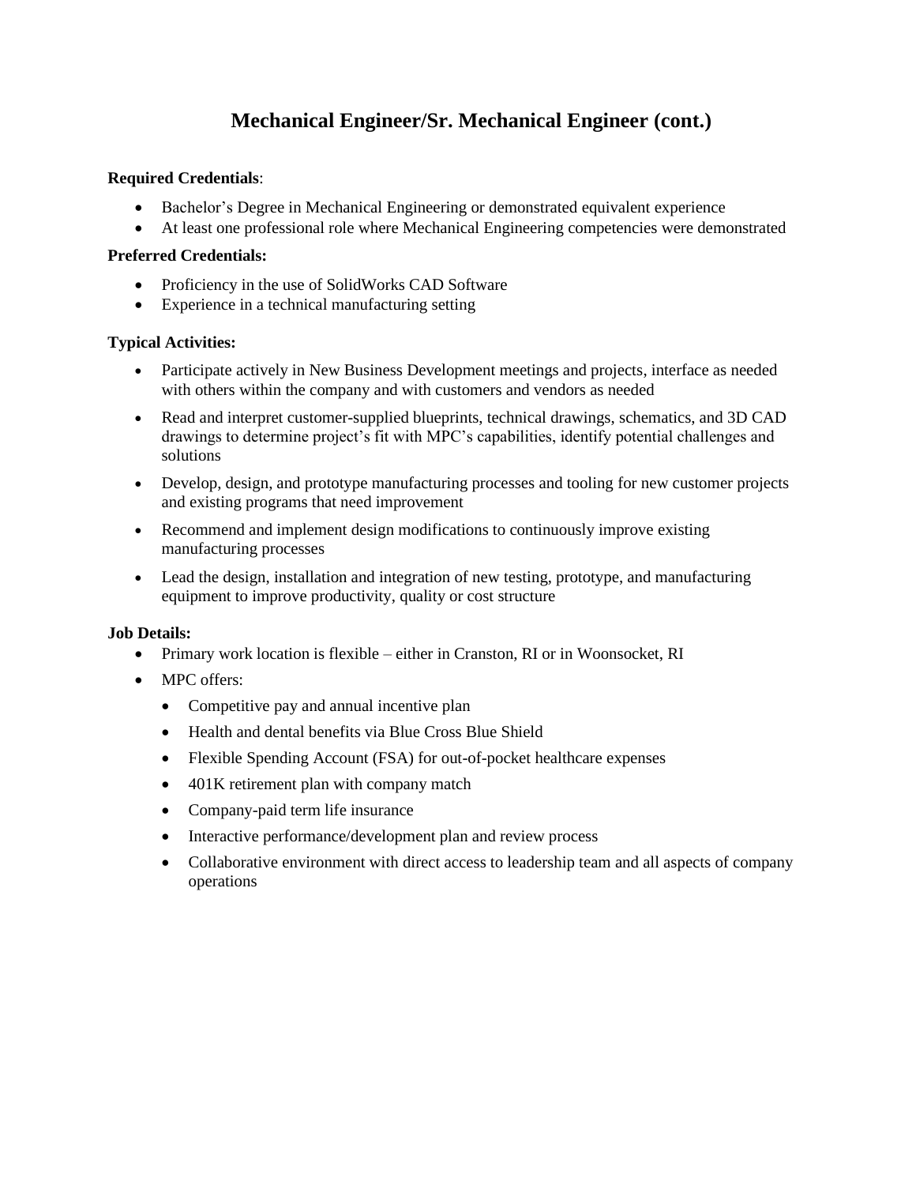# Mechanical Engineer/Sr. Mechanical Engineer (cont.)

**Required Credentials**:

- Bachelor's Degree in Mechanical Engineering or demonstrated equivalent experience
- At least one professional role where Mechanical Engineering competencies were demonstrated

**Preferred Credentials:**

- Proficiency in the use of SolidWorks CAD Software
- Experience in a technical manufacturing setting

**Typical Activities:**

- Participate actively in New Business Development meetings and projects, interface as needed with others within the company and with customers and vendors as needed
- Read and interpret customer-supplied blueprints, technical drawings, schematics, and 3D CAD drawings to determine project's fit with MPC's capabilities, identify potential challenges and solutions
- Develop, design, and prototype manufacturing processes and tooling for new customer projects and existing programs that need improvement
- Recommend and implement design modifications to continuously improve existing manufacturing processes
- Lead the design, installation and integration of new testing, prototype, and manufacturing equipment to improve productivity, quality or cost structure

**Job Details:**

- Primary work location is flexible – either in Cranston, RI or in Woonsocket, RI
- MPC offers:
  - Competitive pay and annual incentive plan
  - Health and dental benefits via Blue Cross Blue Shield
  - Flexible Spending Account (FSA) for out-of-pocket healthcare expenses
  - 401K retirement plan with company match
  - Company-paid term life insurance
  - Interactive performance/development plan and review process
  - Collaborative environment with direct access to leadership team and all aspects of company operations